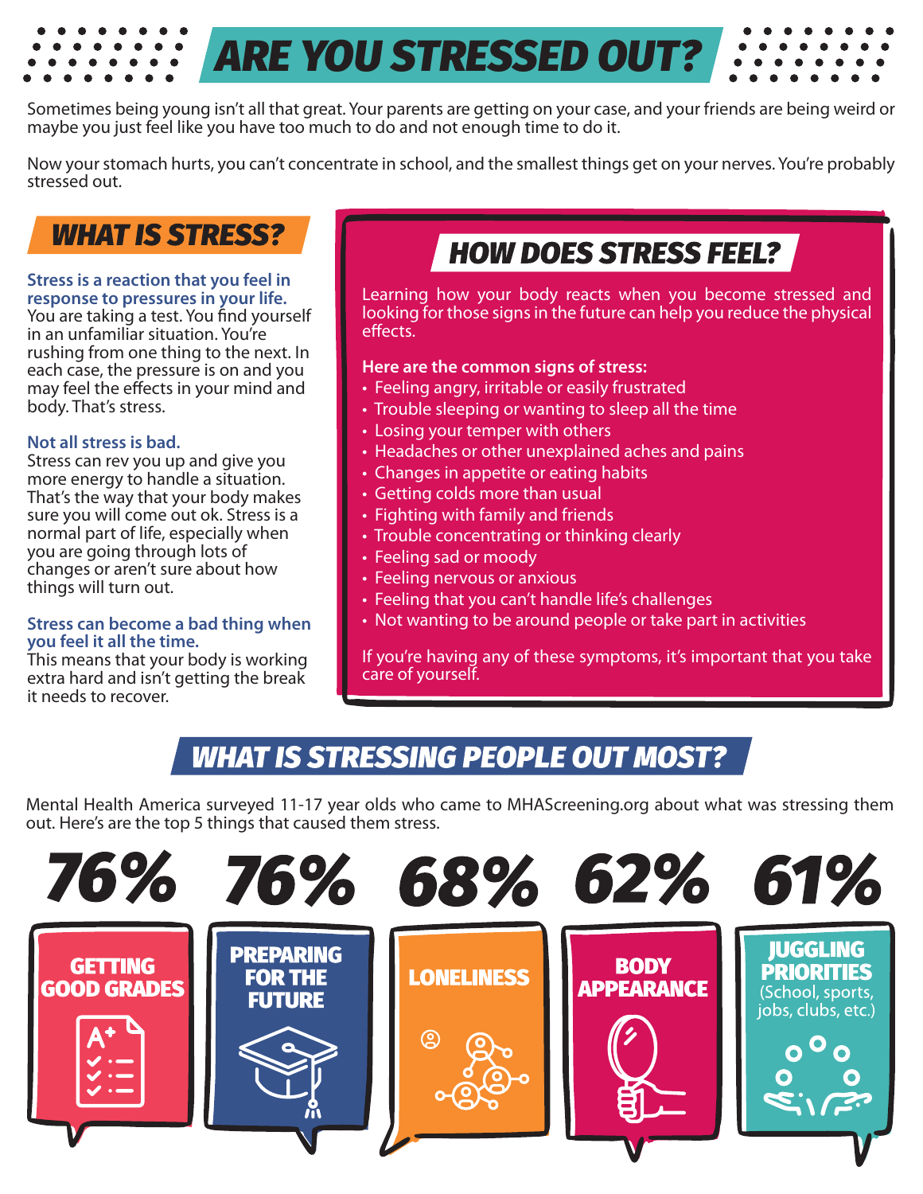# ARE YOU STRESSED OUT?

Sometimes being young isn't all that great. Your parents are getting on your case, and your friends are being weird or maybe you just feel like you have too much to do and not enough time to do it.

Now your stomach hurts, you can't concentrate in school, and the smallest things get on your nerves. You're probably stressed out.

## WHAT IS STRESS?

**Stress is a reaction that you feel in response to pressures in your life.**
You are taking a test. You find yourself in an unfamiliar situation. You're rushing from one thing to the next. In each case, the pressure is on and you may feel the effects in your mind and body. That's stress.

**Not all stress is bad.**
Stress can rev you up and give you more energy to handle a situation. That's the way that your body makes sure you will come out ok. Stress is a normal part of life, especially when you are going through lots of changes or aren't sure about how things will turn out.

**Stress can become a bad thing when you feel it all the time.**
This means that your body is working extra hard and isn't getting the break it needs to recover.

## HOW DOES STRESS FEEL?

Learning how your body reacts when you become stressed and looking for those signs in the future can help you reduce the physical effects.

**Here are the common signs of stress:**

- Feeling angry, irritable or easily frustrated
- Trouble sleeping or wanting to sleep all the time
- Losing your temper with others
- Headaches or other unexplained aches and pains
- Changes in appetite or eating habits
- Getting colds more than usual
- Fighting with family and friends
- Trouble concentrating or thinking clearly
- Feeling sad or moody
- Feeling nervous or anxious
- Feeling that you can't handle life's challenges
- Not wanting to be around people or take part in activities

If you're having any of these symptoms, it's important that you take care of yourself.

## WHAT IS STRESSING PEOPLE OUT MOST?

Mental Health America surveyed 11-17 year olds who came to MHAScreening.org about what was stressing them out. Here's are the top 5 things that caused them stress.

- **76%** GETTING GOOD GRADES
- **76%** PREPARING FOR THE FUTURE
- **68%** LONELINESS
- **62%** BODY APPEARANCE
- **61%** JUGGLING PRIORITIES (School, sports, jobs, clubs, etc.)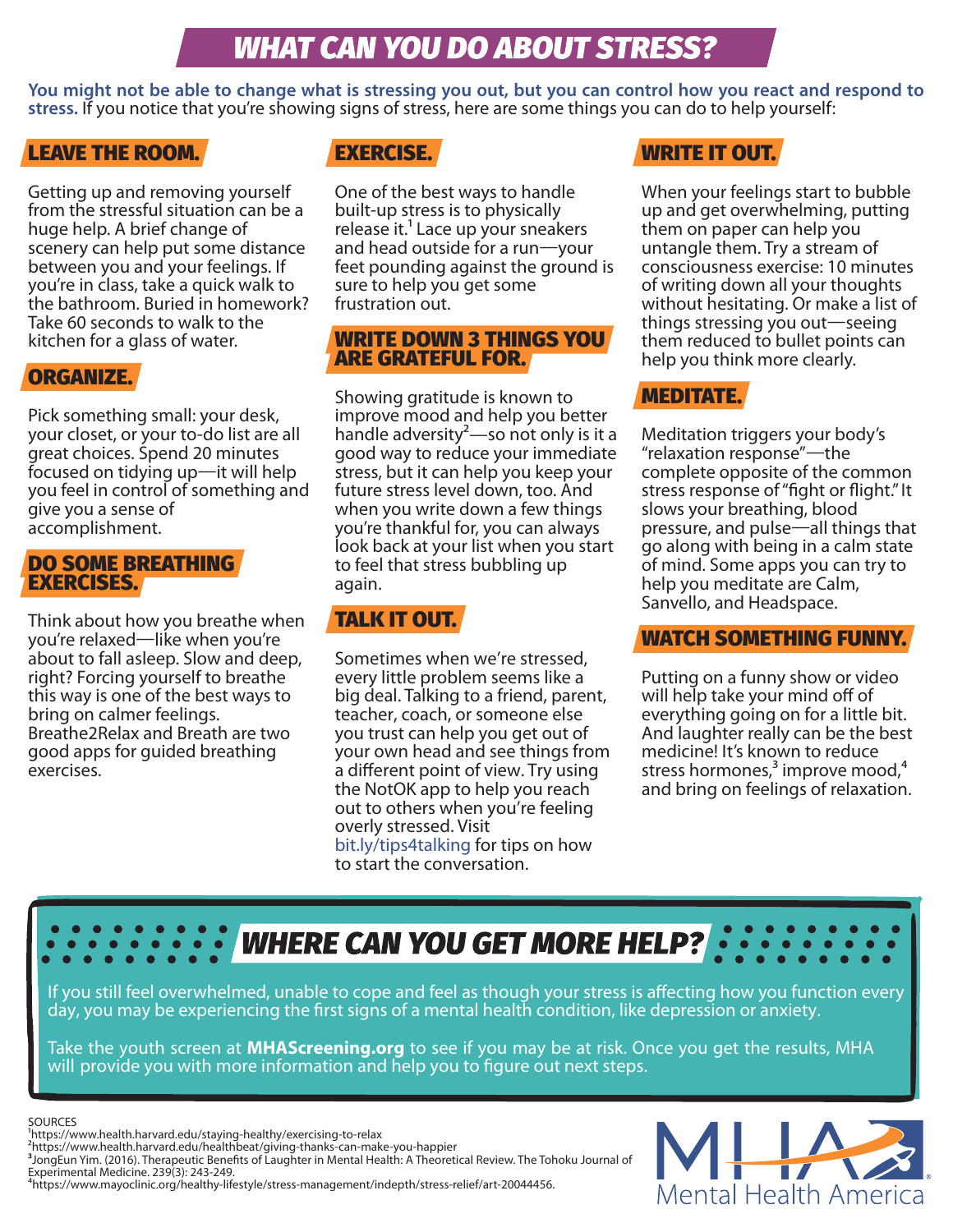# WHAT CAN YOU DO ABOUT STRESS?

**You might not be able to change what is stressing you out, but you can control how you react and respond to stress.** If you notice that you're showing signs of stress, here are some things you can do to help yourself:

## LEAVE THE ROOM.

Getting up and removing yourself from the stressful situation can be a huge help. A brief change of scenery can help put some distance between you and your feelings. If you're in class, take a quick walk to the bathroom. Buried in homework? Take 60 seconds to walk to the kitchen for a glass of water.

## ORGANIZE.

Pick something small: your desk, your closet, or your to-do list are all great choices. Spend 20 minutes focused on tidying up—it will help you feel in control of something and give you a sense of accomplishment.

## DO SOME BREATHING EXERCISES.

Think about how you breathe when you're relaxed—like when you're about to fall asleep. Slow and deep, right? Forcing yourself to breathe this way is one of the best ways to bring on calmer feelings. Breathe2Relax and Breath are two good apps for guided breathing exercises.

## EXERCISE.

One of the best ways to handle built-up stress is to physically release it.[1] Lace up your sneakers and head outside for a run—your feet pounding against the ground is sure to help you get some frustration out.

## WRITE DOWN 3 THINGS YOU ARE GRATEFUL FOR.

Showing gratitude is known to improve mood and help you better handle adversity[2]—so not only is it a good way to reduce your immediate stress, but it can help you keep your future stress level down, too. And when you write down a few things you're thankful for, you can always look back at your list when you start to feel that stress bubbling up again.

## TALK IT OUT.

Sometimes when we're stressed, every little problem seems like a big deal. Talking to a friend, parent, teacher, coach, or someone else you trust can help you get out of your own head and see things from a different point of view. Try using the NotOK app to help you reach out to others when you're feeling overly stressed. Visit bit.ly/tips4talking for tips on how to start the conversation.

## WRITE IT OUT.

When your feelings start to bubble up and get overwhelming, putting them on paper can help you untangle them. Try a stream of consciousness exercise: 10 minutes of writing down all your thoughts without hesitating. Or make a list of things stressing you out—seeing them reduced to bullet points can help you think more clearly.

## MEDITATE.

Meditation triggers your body's "relaxation response"—the complete opposite of the common stress response of "fight or flight." It slows your breathing, blood pressure, and pulse—all things that go along with being in a calm state of mind. Some apps you can try to help you meditate are Calm, Sanvello, and Headspace.

## WATCH SOMETHING FUNNY.

Putting on a funny show or video will help take your mind off of everything going on for a little bit. And laughter really can be the best medicine! It's known to reduce stress hormones,[3] improve mood,[4] and bring on feelings of relaxation.

## WHERE CAN YOU GET MORE HELP?

If you still feel overwhelmed, unable to cope and feel as though your stress is affecting how you function every day, you may be experiencing the first signs of a mental health condition, like depression or anxiety.

Take the youth screen at **MHAScreening.org** to see if you may be at risk. Once you get the results, MHA will provide you with more information and help you to figure out next steps.

SOURCES

[1] https://www.health.harvard.edu/staying-healthy/exercising-to-relax

[2] https://www.health.harvard.edu/healthbeat/giving-thanks-can-make-you-happier

[3] JongEun Yim. (2016). Therapeutic Benefits of Laughter in Mental Health: A Theoretical Review. The Tohoku Journal of Experimental Medicine. 239(3): 243-249.

[4] https://www.mayoclinic.org/healthy-lifestyle/stress-management/indepth/stress-relief/art-20044456.

MHA Mental Health America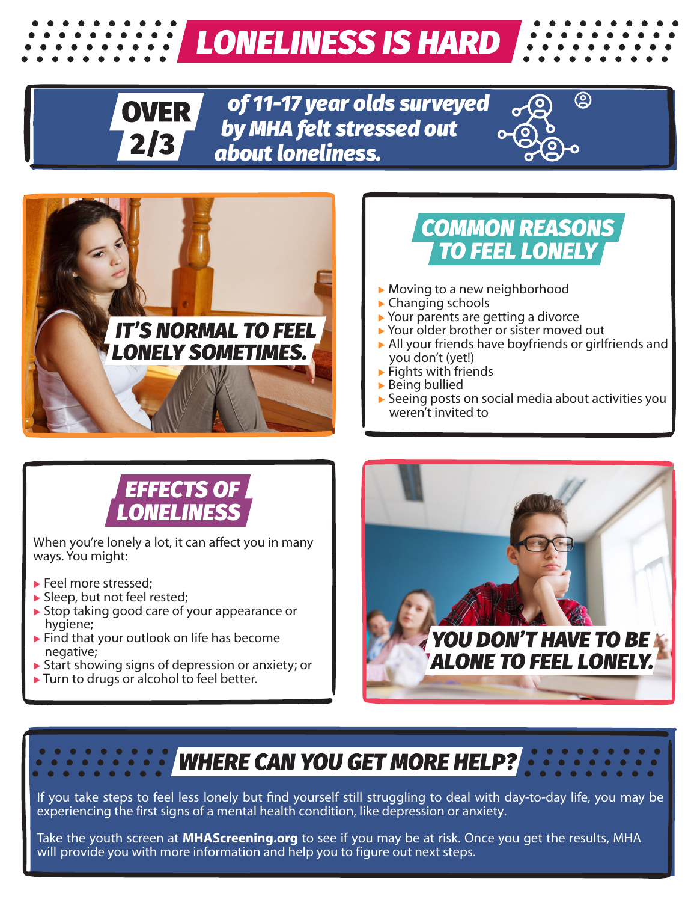# LONELINESS IS HARD

**OVER 2/3** *of 11-17 year olds surveyed by MHA felt stressed out about loneliness.*

*IT'S NORMAL TO FEEL LONELY SOMETIMES.*

## COMMON REASONS TO FEEL LONELY

- Moving to a new neighborhood
- Changing schools
- Your parents are getting a divorce
- Your older brother or sister moved out
- All your friends have boyfriends or girlfriends and you don't (yet!)
- Fights with friends
- Being bullied
- Seeing posts on social media about activities you weren't invited to

## EFFECTS OF LONELINESS

When you're lonely a lot, it can affect you in many ways. You might:

- Feel more stressed;
- Sleep, but not feel rested;
- Stop taking good care of your appearance or hygiene;
- Find that your outlook on life has become negative;
- Start showing signs of depression or anxiety; or
- Turn to drugs or alcohol to feel better.

*YOU DON'T HAVE TO BE ALONE TO FEEL LONELY.*

## WHERE CAN YOU GET MORE HELP?

If you take steps to feel less lonely but find yourself still struggling to deal with day-to-day life, you may be experiencing the first signs of a mental health condition, like depression or anxiety.

Take the youth screen at **MHAScreening.org** to see if you may be at risk. Once you get the results, MHA will provide you with more information and help you to figure out next steps.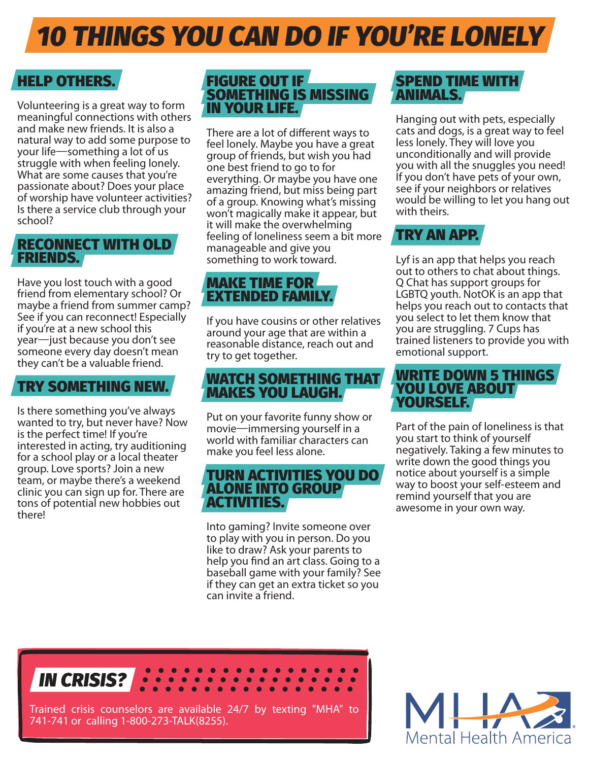# 10 THINGS YOU CAN DO IF YOU'RE LONELY

## HELP OTHERS.

Volunteering is a great way to form meaningful connections with others and make new friends. It is also a natural way to add some purpose to your life—something a lot of us struggle with when feeling lonely. What are some causes that you're passionate about? Does your place of worship have volunteer activities? Is there a service club through your school?

## RECONNECT WITH OLD FRIENDS.

Have you lost touch with a good friend from elementary school? Or maybe a friend from summer camp? See if you can reconnect! Especially if you're at a new school this year—just because you don't see someone every day doesn't mean they can't be a valuable friend.

## TRY SOMETHING NEW.

Is there something you've always wanted to try, but never have? Now is the perfect time! If you're interested in acting, try auditioning for a school play or a local theater group. Love sports? Join a new team, or maybe there's a weekend clinic you can sign up for. There are tons of potential new hobbies out there!

## FIGURE OUT IF SOMETHING IS MISSING IN YOUR LIFE.

There are a lot of different ways to feel lonely. Maybe you have a great group of friends, but wish you had one best friend to go to for everything. Or maybe you have one amazing friend, but miss being part of a group. Knowing what's missing won't magically make it appear, but it will make the overwhelming feeling of loneliness seem a bit more manageable and give you something to work toward.

## MAKE TIME FOR EXTENDED FAMILY.

If you have cousins or other relatives around your age that are within a reasonable distance, reach out and try to get together.

## WATCH SOMETHING THAT MAKES YOU LAUGH.

Put on your favorite funny show or movie—immersing yourself in a world with familiar characters can make you feel less alone.

## TURN ACTIVITIES YOU DO ALONE INTO GROUP ACTIVITIES.

Into gaming? Invite someone over to play with you in person. Do you like to draw? Ask your parents to help you find an art class. Going to a baseball game with your family? See if they can get an extra ticket so you can invite a friend.

## SPEND TIME WITH ANIMALS.

Hanging out with pets, especially cats and dogs, is a great way to feel less lonely. They will love you unconditionally and will provide you with all the snuggles you need! If you don't have pets of your own, see if your neighbors or relatives would be willing to let you hang out with theirs.

## TRY AN APP.

Lyf is an app that helps you reach out to others to chat about things. Q Chat has support groups for LGBTQ youth. NotOK is an app that helps you reach out to contacts that you select to let them know that you are struggling. 7 Cups has trained listeners to provide you with emotional support.

## WRITE DOWN 5 THINGS YOU LOVE ABOUT YOURSELF.

Part of the pain of loneliness is that you start to think of yourself negatively. Taking a few minutes to write down the good things you notice about yourself is a simple way to boost your self-esteem and remind yourself that you are awesome in your own way.

## IN CRISIS?

Trained crisis counselors are available 24/7 by texting "MHA" to 741-741 or calling 1-800-273-TALK(8255).

MHA Mental Health America